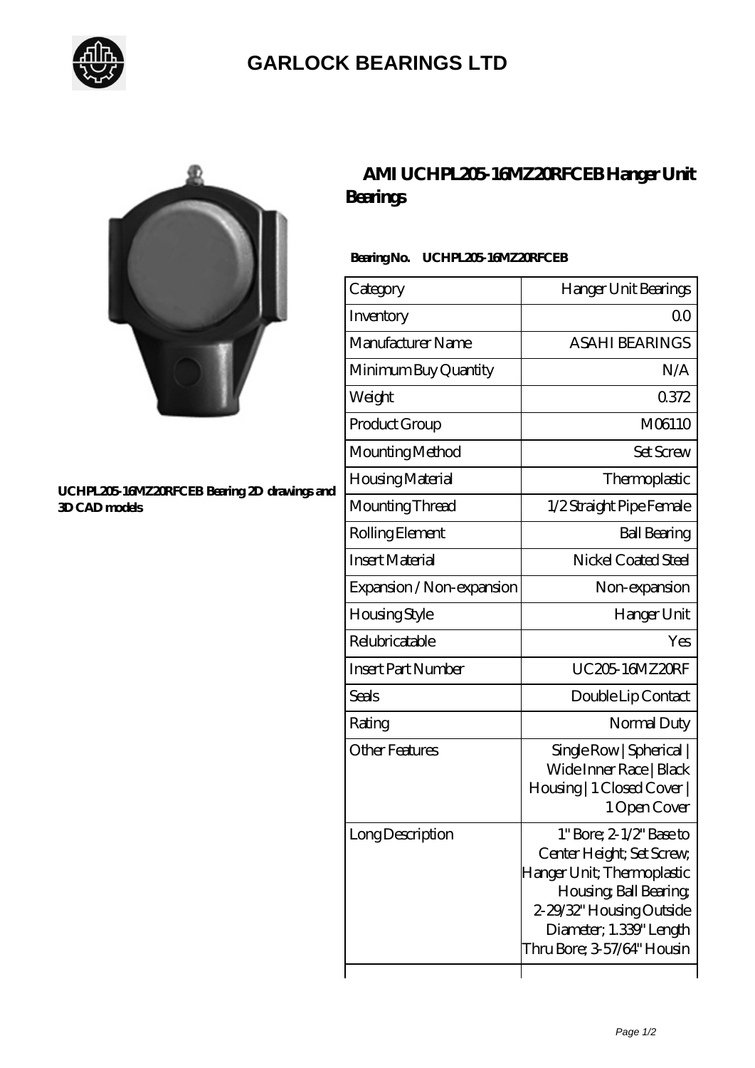# GARLOCK BEARINGS LTD

UCHPL205-16MZ20RFCEB Bearing 2D drawings and 3D CAD models

## AMI UCHPL205-16MZ20RFCEB Hanger Unit Bearings

**Bearing No. UCHPL205-16MZ20RFCEB**

| Category | Hanger Unit Bearings |
|---|---|
| Inventory | 0.0 |
| Manufacturer Name | ASAHI BEARINGS |
| Minimum Buy Quantity | N/A |
| Weight | 0.372 |
| Product Group | M06110 |
| Mounting Method | Set Screw |
| Housing Material | Thermoplastic |
| Mounting Thread | 1/2 Straight Pipe Female |
| Rolling Element | Ball Bearing |
| Insert Material | Nickel Coated Steel |
| Expansion / Non-expansion | Non-expansion |
| Housing Style | Hanger Unit |
| Relubricatable | Yes |
| Insert Part Number | UC205-16MZ20RF |
| Seals | Double Lip Contact |
| Rating | Normal Duty |
| Other Features | Single Row \| Spherical \| Wide Inner Race \| Black Housing \| 1 Closed Cover \| 1 Open Cover |
| Long Description | 1" Bore; 2-1/2" Base to Center Height; Set Screw; Hanger Unit; Thermoplastic Housing; Ball Bearing; 2-29/32" Housing Outside Diameter; 1.339" Length Thru Bore; 3-57/64" Housin |
| | |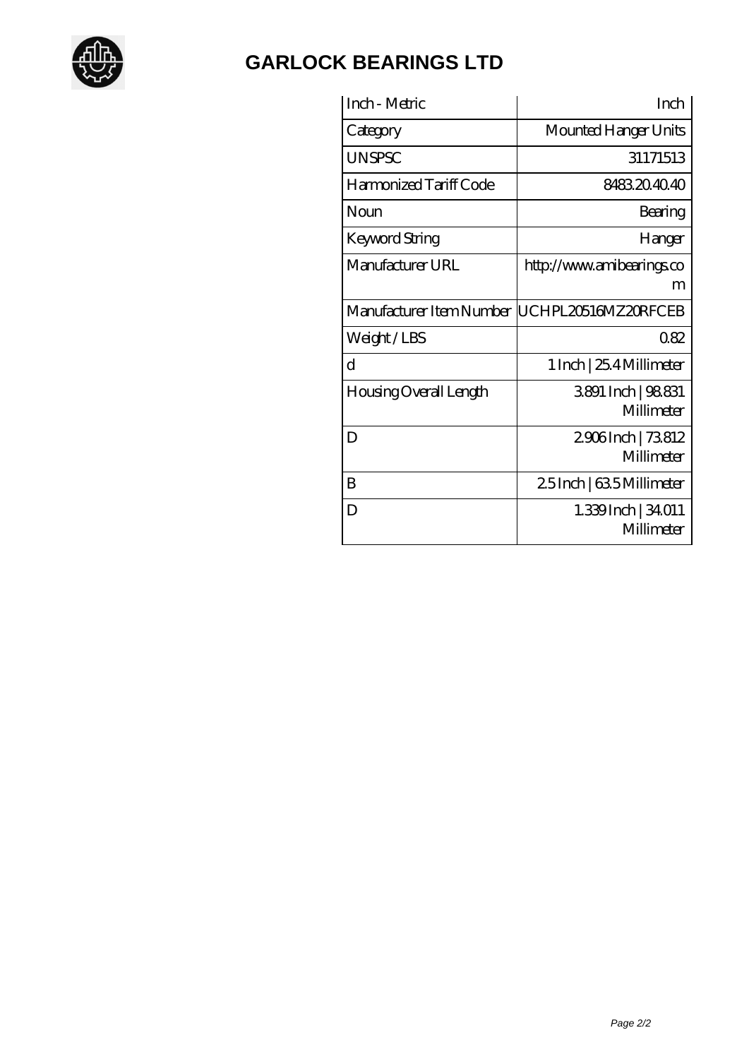# GARLOCK BEARINGS LTD

| | |
|---|---|
| Inch - Metric | Inch |
| Category | Mounted Hanger Units |
| UNSPSC | 31171513 |
| Harmonized Tariff Code | 8483.20.40.40 |
| Noun | Bearing |
| Keyword String | Hanger |
| Manufacturer URL | http://www.amibearings.com |
| Manufacturer Item Number | UCHPL20516MZ20RFCEB |
| Weight / LBS | 0.82 |
| d | 1 Inch \| 25.4 Millimeter |
| Housing Overall Length | 3.891 Inch \| 98.831 Millimeter |
| D | 2.906 Inch \| 73.812 Millimeter |
| B | 2.5 Inch \| 63.5 Millimeter |
| D | 1.339 Inch \| 34.011 Millimeter |